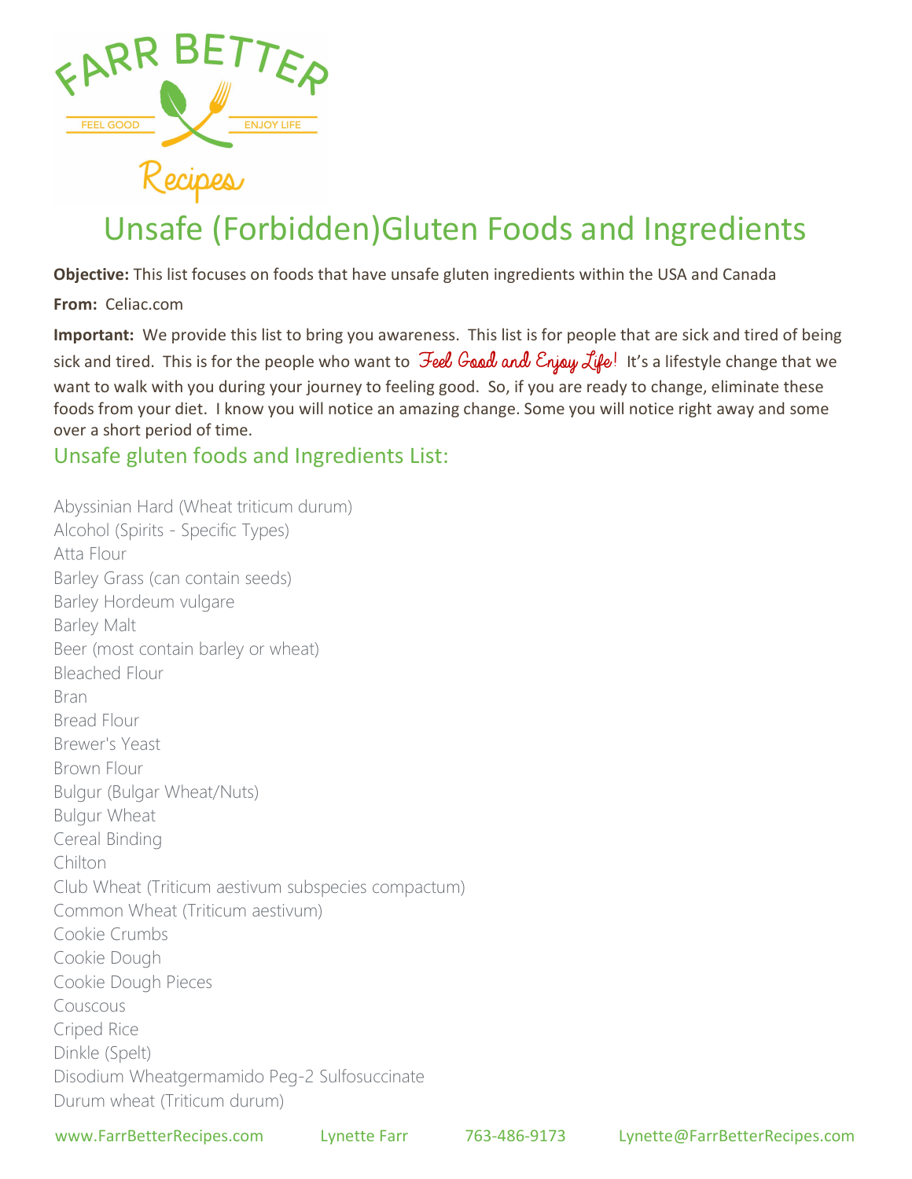# Unsafe (Forbidden)Gluten Foods and Ingredients

**Objective:** This list focuses on foods that have unsafe gluten ingredients within the USA and Canada

**From:** Celiac.com

**Important:** We provide this list to bring you awareness. This list is for people that are sick and tired of being sick and tired. This is for the people who want to *Feel Good and Enjoy Life!* It's a lifestyle change that we want to walk with you during your journey to feeling good. So, if you are ready to change, eliminate these foods from your diet. I know you will notice an amazing change. Some you will notice right away and some over a short period of time.

## Unsafe gluten foods and Ingredients List:

Abyssinian Hard (Wheat triticum durum)
Alcohol (Spirits - Specific Types)
Atta Flour
Barley Grass (can contain seeds)
Barley Hordeum vulgare
Barley Malt
Beer (most contain barley or wheat)
Bleached Flour
Bran
Bread Flour
Brewer's Yeast
Brown Flour
Bulgur (Bulgar Wheat/Nuts)
Bulgur Wheat
Cereal Binding
Chilton
Club Wheat (Triticum aestivum subspecies compactum)
Common Wheat (Triticum aestivum)
Cookie Crumbs
Cookie Dough
Cookie Dough Pieces
Couscous
Criped Rice
Dinkle (Spelt)
Disodium Wheatgermamido Peg-2 Sulfosuccinate
Durum wheat (Triticum durum)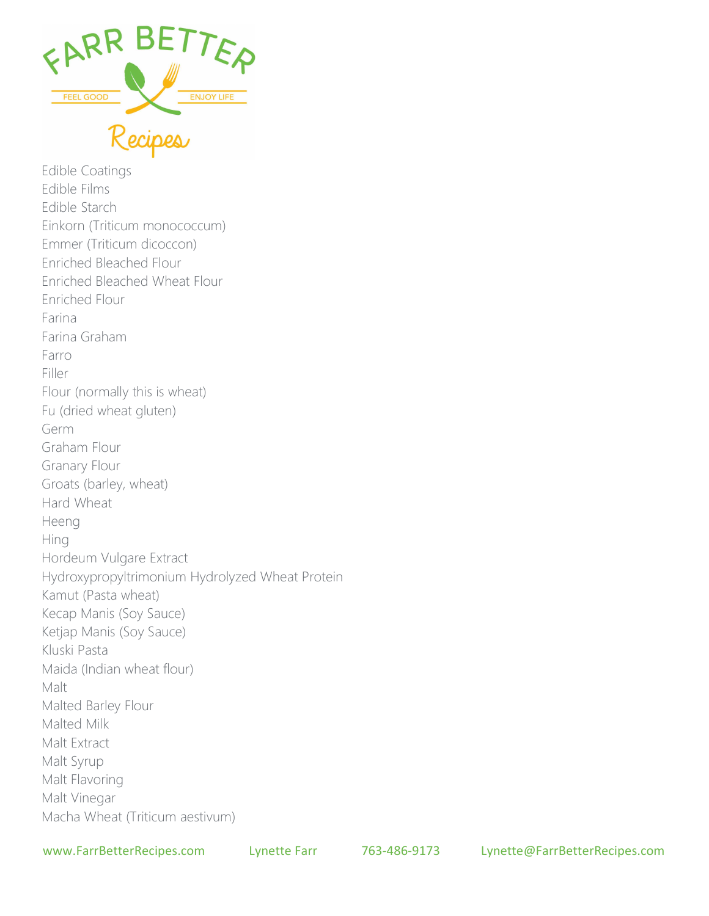Edible Coatings
Edible Films
Edible Starch
Einkorn (Triticum monococcum)
Emmer (Triticum dicoccon)
Enriched Bleached Flour
Enriched Bleached Wheat Flour
Enriched Flour
Farina
Farina Graham
Farro
Filler
Flour (normally this is wheat)
Fu (dried wheat gluten)
Germ
Graham Flour
Granary Flour
Groats (barley, wheat)
Hard Wheat
Heeng
Hing
Hordeum Vulgare Extract
Hydroxypropyltrimonium Hydrolyzed Wheat Protein
Kamut (Pasta wheat)
Kecap Manis (Soy Sauce)
Ketjap Manis (Soy Sauce)
Kluski Pasta
Maida (Indian wheat flour)
Malt
Malted Barley Flour
Malted Milk
Malt Extract
Malt Syrup
Malt Flavoring
Malt Vinegar
Macha Wheat (Triticum aestivum)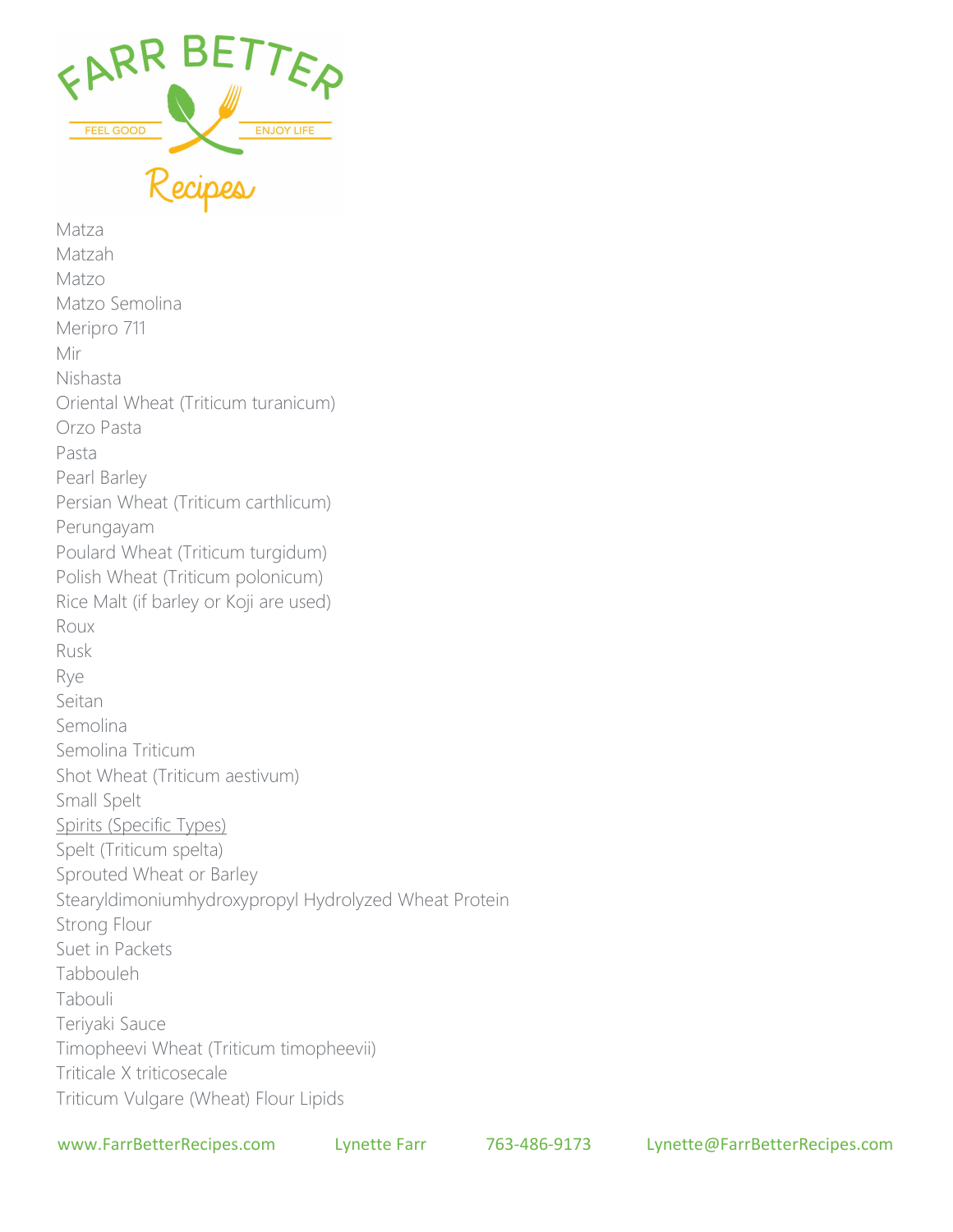Matza
Matzah
Matzo
Matzo Semolina
Meripro 711
Mir
Nishasta
Oriental Wheat (Triticum turanicum)
Orzo Pasta
Pasta
Pearl Barley
Persian Wheat (Triticum carthlicum)
Perungayam
Poulard Wheat (Triticum turgidum)
Polish Wheat (Triticum polonicum)
Rice Malt (if barley or Koji are used)
Roux
Rusk
Rye
Seitan
Semolina
Semolina Triticum
Shot Wheat (Triticum aestivum)
Small Spelt
Spirits (Specific Types)
Spelt (Triticum spelta)
Sprouted Wheat or Barley
Stearyldimoniumhydroxypropyl Hydrolyzed Wheat Protein
Strong Flour
Suet in Packets
Tabbouleh
Tabouli
Teriyaki Sauce
Timopheevi Wheat (Triticum timopheevii)
Triticale X triticosecale
Triticum Vulgare (Wheat) Flour Lipids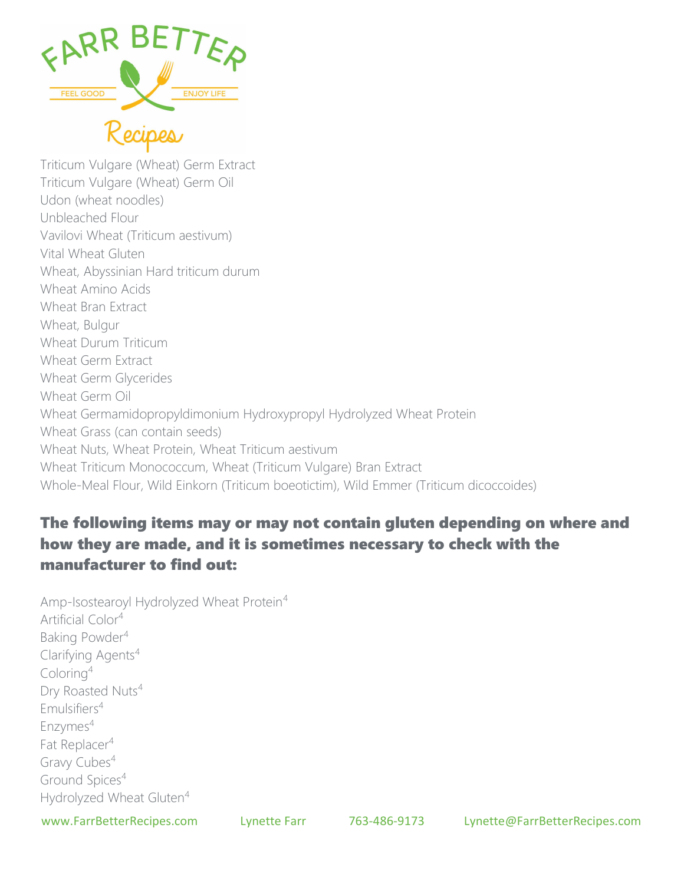Triticum Vulgare (Wheat) Germ Extract
Triticum Vulgare (Wheat) Germ Oil
Udon (wheat noodles)
Unbleached Flour
Vavilovi Wheat (Triticum aestivum)
Vital Wheat Gluten
Wheat, Abyssinian Hard triticum durum
Wheat Amino Acids
Wheat Bran Extract
Wheat, Bulgur
Wheat Durum Triticum
Wheat Germ Extract
Wheat Germ Glycerides
Wheat Germ Oil
Wheat Germamidopropyldimonium Hydroxypropyl Hydrolyzed Wheat Protein
Wheat Grass (can contain seeds)
Wheat Nuts, Wheat Protein, Wheat Triticum aestivum
Wheat Triticum Monococcum, Wheat (Triticum Vulgare) Bran Extract
Whole-Meal Flour, Wild Einkorn (Triticum boeotictim), Wild Emmer (Triticum dicoccoides)

## The following items may or may not contain gluten depending on where and how they are made, and it is sometimes necessary to check with the manufacturer to find out:

Amp-Isostearoyl Hydrolyzed Wheat Protein[4]
Artificial Color[4]
Baking Powder[4]
Clarifying Agents[4]
Coloring[4]
Dry Roasted Nuts[4]
Emulsifiers[4]
Enzymes[4]
Fat Replacer[4]
Gravy Cubes[4]
Ground Spices[4]
Hydrolyzed Wheat Gluten[4]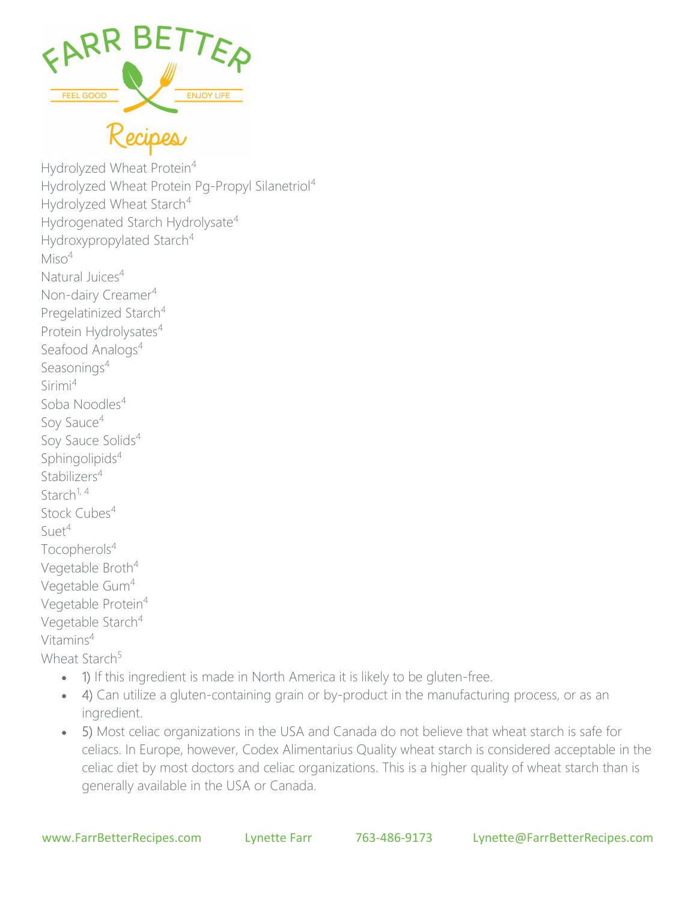Hydrolyzed Wheat Protein[4]
Hydrolyzed Wheat Protein Pg-Propyl Silanetriol[4]
Hydrolyzed Wheat Starch[4]
Hydrogenated Starch Hydrolysate[4]
Hydroxypropylated Starch[4]
Miso[4]
Natural Juices[4]
Non-dairy Creamer[4]
Pregelatinized Starch[4]
Protein Hydrolysates[4]
Seafood Analogs[4]
Seasonings[4]
Sirimi[4]
Soba Noodles[4]
Soy Sauce[4]
Soy Sauce Solids[4]
Sphingolipids[4]
Stabilizers[4]
Starch[1, 4]
Stock Cubes[4]
Suet[4]
Tocopherols[4]
Vegetable Broth[4]
Vegetable Gum[4]
Vegetable Protein[4]
Vegetable Starch[4]
Vitamins[4]
Wheat Starch[5]

- 1) If this ingredient is made in North America it is likely to be gluten-free.
- 4) Can utilize a gluten-containing grain or by-product in the manufacturing process, or as an ingredient.
- 5) Most celiac organizations in the USA and Canada do not believe that wheat starch is safe for celiacs. In Europe, however, Codex Alimentarius Quality wheat starch is considered acceptable in the celiac diet by most doctors and celiac organizations. This is a higher quality of wheat starch than is generally available in the USA or Canada.